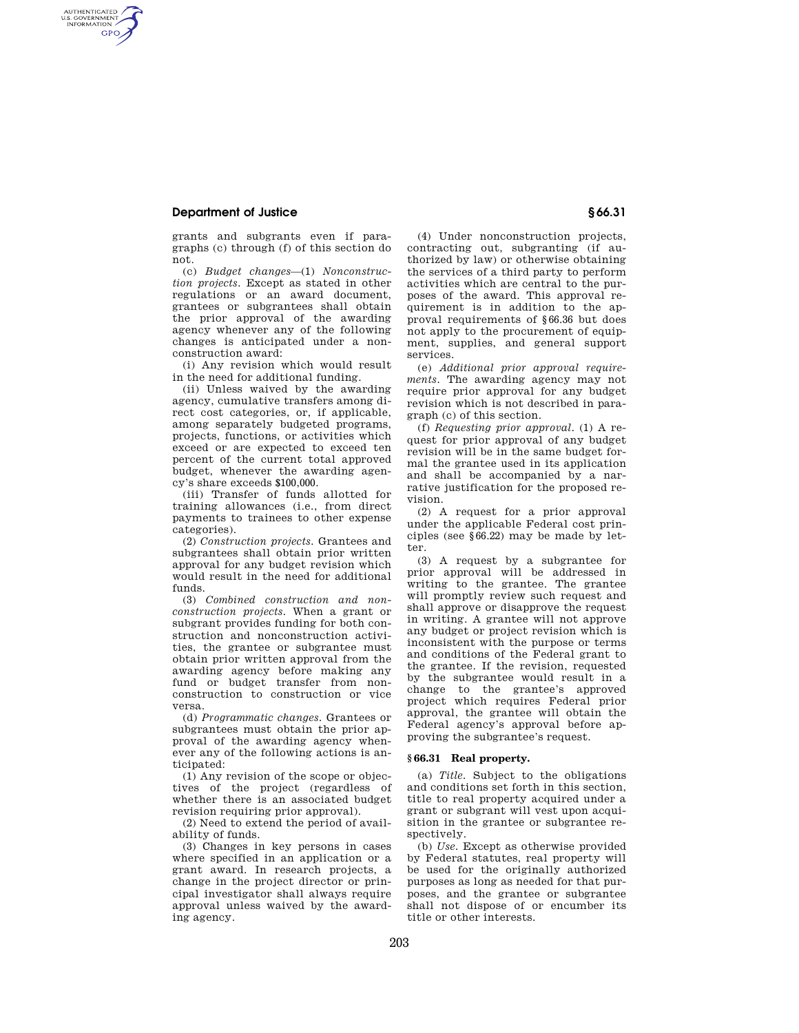grants and subgrants even if paragraphs (c) through (f) of this section do not.

(c) *Budget changes*—(1) *Nonconstruction projects.* Except as stated in other regulations or an award document, grantees or subgrantees shall obtain the prior approval of the awarding agency whenever any of the following changes is anticipated under a nonconstruction award:

(i) Any revision which would result in the need for additional funding.

(ii) Unless waived by the awarding agency, cumulative transfers among direct cost categories, or, if applicable, among separately budgeted programs, projects, functions, or activities which exceed or are expected to exceed ten percent of the current total approved budget, whenever the awarding agency's share exceeds $100,000.

(iii) Transfer of funds allotted for training allowances (i.e., from direct payments to trainees to other expense categories).

(2) *Construction projects.* Grantees and subgrantees shall obtain prior written approval for any budget revision which would result in the need for additional funds.

(3) *Combined construction and nonconstruction projects.* When a grant or subgrant provides funding for both construction and nonconstruction activities, the grantee or subgrantee must obtain prior written approval from the awarding agency before making any fund or budget transfer from nonconstruction to construction or vice versa.

(d) *Programmatic changes.* Grantees or subgrantees must obtain the prior approval of the awarding agency whenever any of the following actions is anticipated:

(1) Any revision of the scope or objectives of the project (regardless of whether there is an associated budget revision requiring prior approval).

(2) Need to extend the period of availability of funds.

(3) Changes in key persons in cases where specified in an application or a grant award. In research projects, a change in the project director or principal investigator shall always require approval unless waived by the awarding agency.

(4) Under nonconstruction projects, contracting out, subgranting (if authorized by law) or otherwise obtaining the services of a third party to perform activities which are central to the purposes of the award. This approval requirement is in addition to the approval requirements of §66.36 but does not apply to the procurement of equipment, supplies, and general support services.

(e) *Additional prior approval requirements.* The awarding agency may not require prior approval for any budget revision which is not described in paragraph (c) of this section.

(f) *Requesting prior approval.* (1) A request for prior approval of any budget revision will be in the same budget formal the grantee used in its application and shall be accompanied by a narrative justification for the proposed revision.

(2) A request for a prior approval under the applicable Federal cost principles (see §66.22) may be made by letter.

(3) A request by a subgrantee for prior approval will be addressed in writing to the grantee. The grantee will promptly review such request and shall approve or disapprove the request in writing. A grantee will not approve any budget or project revision which is inconsistent with the purpose or terms and conditions of the Federal grant to the grantee. If the revision, requested by the subgrantee would result in a change to the grantee's approved project which requires Federal prior approval, the grantee will obtain the Federal agency's approval before approving the subgrantee's request.

## §66.31 Real property.

(a) *Title.* Subject to the obligations and conditions set forth in this section, title to real property acquired under a grant or subgrant will vest upon acquisition in the grantee or subgrantee respectively.

(b) *Use.* Except as otherwise provided by Federal statutes, real property will be used for the originally authorized purposes as long as needed for that purposes, and the grantee or subgrantee shall not dispose of or encumber its title or other interests.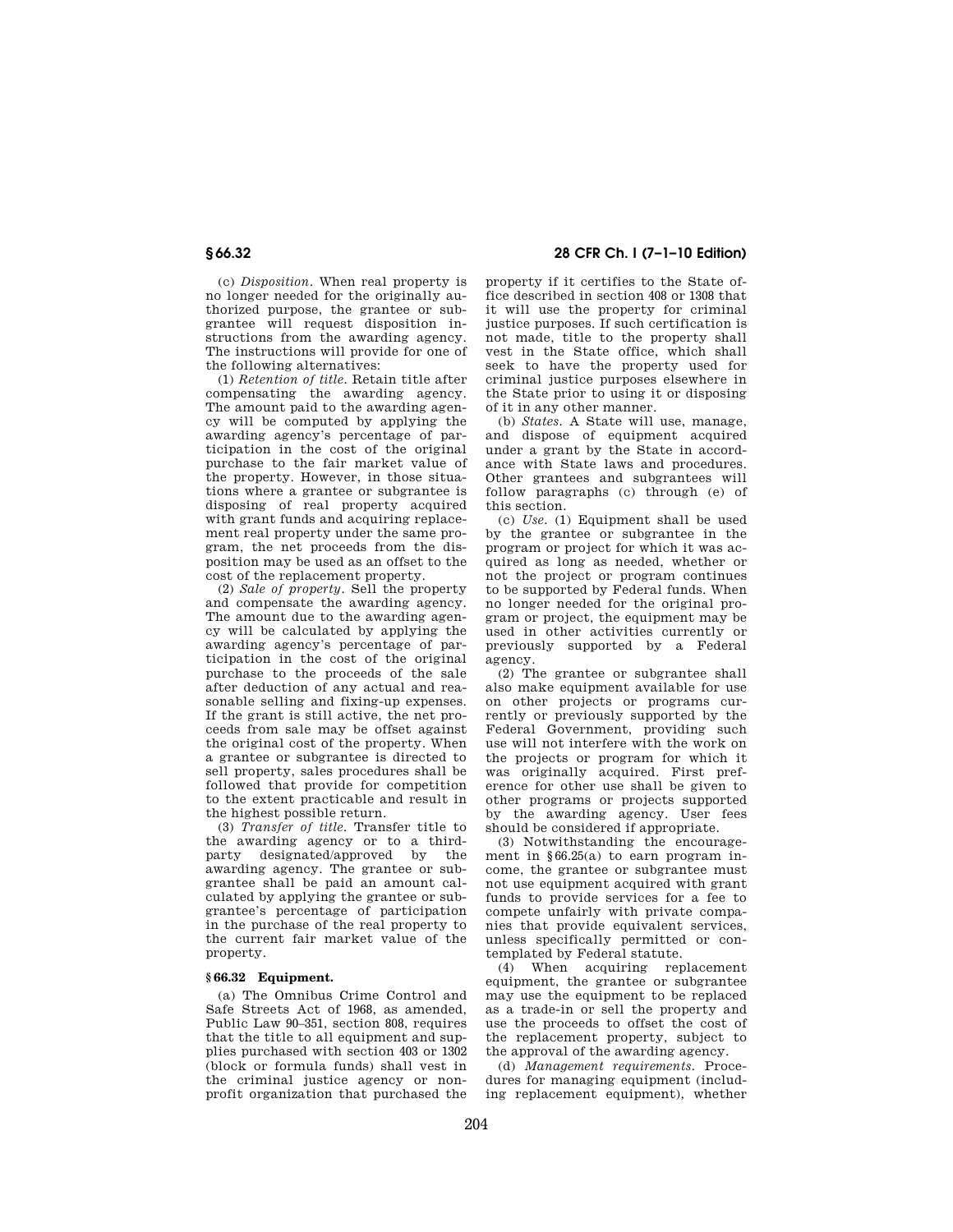(c) *Disposition.* When real property is no longer needed for the originally authorized purpose, the grantee or subgrantee will request disposition instructions from the awarding agency. The instructions will provide for one of the following alternatives:

(1) *Retention of title.* Retain title after compensating the awarding agency. The amount paid to the awarding agency will be computed by applying the awarding agency's percentage of participation in the cost of the original purchase to the fair market value of the property. However, in those situations where a grantee or subgrantee is disposing of real property acquired with grant funds and acquiring replacement real property under the same program, the net proceeds from the disposition may be used as an offset to the cost of the replacement property.

(2) *Sale of property.* Sell the property and compensate the awarding agency. The amount due to the awarding agency will be calculated by applying the awarding agency's percentage of participation in the cost of the original purchase to the proceeds of the sale after deduction of any actual and reasonable selling and fixing-up expenses. If the grant is still active, the net proceeds from sale may be offset against the original cost of the property. When a grantee or subgrantee is directed to sell property, sales procedures shall be followed that provide for competition to the extent practicable and result in the highest possible return.

(3) *Transfer of title.* Transfer title to the awarding agency or to a third-party designated/approved by the awarding agency. The grantee or subgrantee shall be paid an amount calculated by applying the grantee or subgrantee's percentage of participation in the purchase of the real property to the current fair market value of the property.

## § 66.32 Equipment.

(a) The Omnibus Crime Control and Safe Streets Act of 1968, as amended, Public Law 90–351, section 808, requires that the title to all equipment and supplies purchased with section 403 or 1302 (block or formula funds) shall vest in the criminal justice agency or nonprofit organization that purchased the property if it certifies to the State office described in section 408 or 1308 that it will use the property for criminal justice purposes. If such certification is not made, title to the property shall vest in the State office, which shall seek to have the property used for criminal justice purposes elsewhere in the State prior to using it or disposing of it in any other manner.

(b) *States.* A State will use, manage, and dispose of equipment acquired under a grant by the State in accordance with State laws and procedures. Other grantees and subgrantees will follow paragraphs (c) through (e) of this section.

(c) *Use.* (1) Equipment shall be used by the grantee or subgrantee in the program or project for which it was acquired as long as needed, whether or not the project or program continues to be supported by Federal funds. When no longer needed for the original program or project, the equipment may be used in other activities currently or previously supported by a Federal agency.

(2) The grantee or subgrantee shall also make equipment available for use on other projects or programs currently or previously supported by the Federal Government, providing such use will not interfere with the work on the projects or program for which it was originally acquired. First preference for other use shall be given to other programs or projects supported by the awarding agency. User fees should be considered if appropriate.

(3) Notwithstanding the encouragement in §66.25(a) to earn program income, the grantee or subgrantee must not use equipment acquired with grant funds to provide services for a fee to compete unfairly with private companies that provide equivalent services, unless specifically permitted or contemplated by Federal statute.

(4) When acquiring replacement equipment, the grantee or subgrantee may use the equipment to be replaced as a trade-in or sell the property and use the proceeds to offset the cost of the replacement property, subject to the approval of the awarding agency.

(d) *Management requirements.* Procedures for managing equipment (including replacement equipment), whether